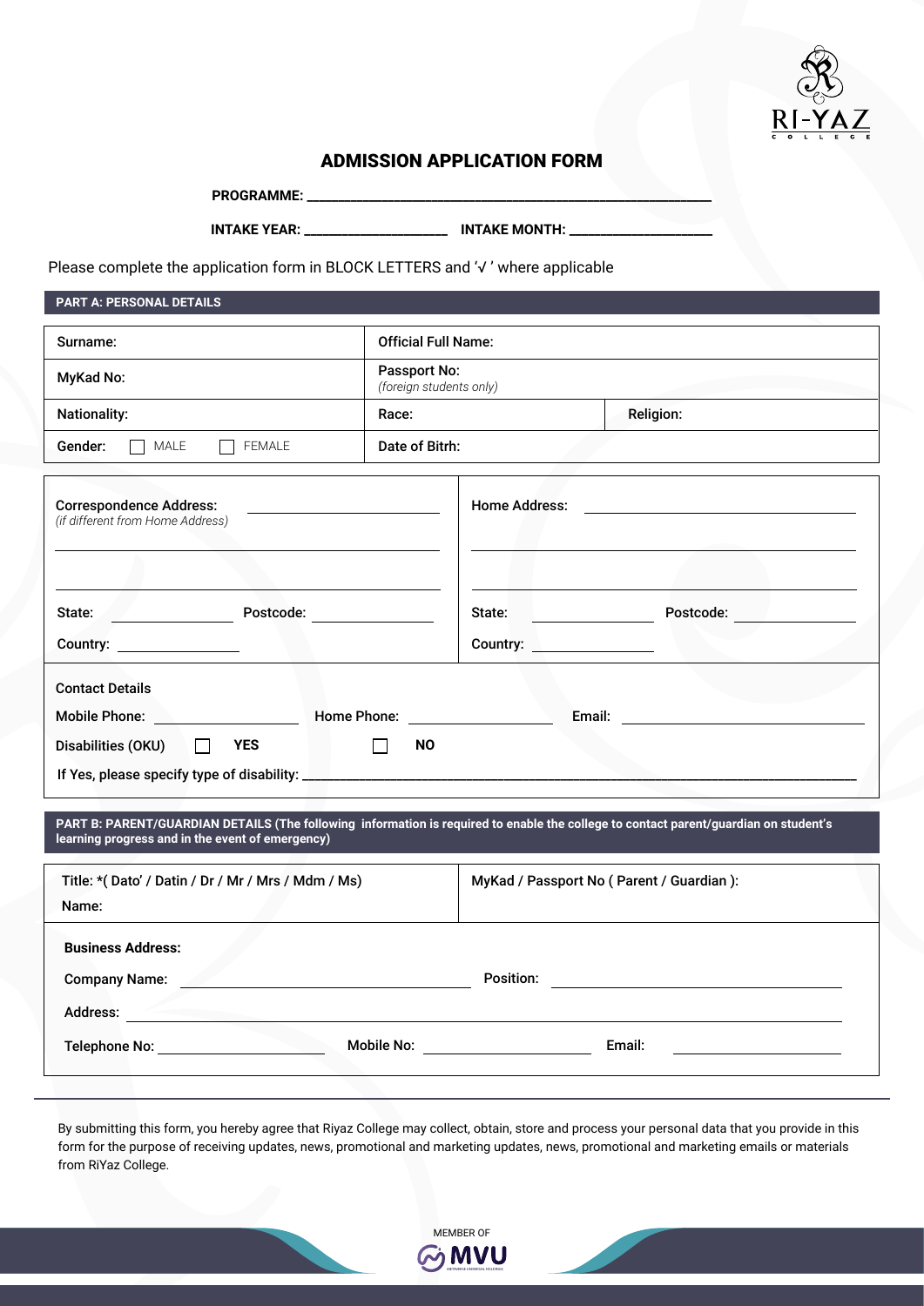RI-YAZ COLLEGE

# ADMISSION APPLICATION FORM

**PROGRAMME:** ______________________________________________

**INTAKE YEAR:** ____________________ **INTAKE MONTH:** ____________________

Please complete the application form in BLOCK LETTERS and '√ ' where applicable

## PART A: PERSONAL DETAILS

| | | |
|---|---|---|
| Surname: | Official Full Name: | |
| MyKad No: | Passport No: *(foreign students only)* | |
| Nationality: | Race: | Religion: |
| Gender: ☐ MALE ☐ FEMALE | Date of Bitrh: | |

| | |
|---|---|
| Correspondence Address: *(if different from Home Address)* ____________________ | Home Address: ____________________ |
| ____________________ | ____________________ |
| ____________________ | ____________________ |
| State: __________ Postcode: __________ | State: __________ Postcode: __________ |
| Country: __________ | Country: __________ |

**Contact Details**

Mobile Phone: __________ Home Phone: __________ Email: __________

Disabilities (OKU) ☐ **YES** ☐ **NO**

If Yes, please specify type of disability: ______________________________________________

## PART B: PARENT/GUARDIAN DETAILS (The following information is required to enable the college to contact parent/guardian on student's learning progress and in the event of emergency)

| | |
|---|---|
| Title: *( Dato' / Datin / Dr / Mr / Mrs / Mdm / Ms) Name: | MyKad / Passport No ( Parent / Guardian ): |

**Business Address:**

Company Name: ____________________ Position: ____________________

Address: ______________________________________________

Telephone No: __________ Mobile No: __________ Email: __________

By submitting this form, you hereby agree that Riyaz College may collect, obtain, store and process your personal data that you provide in this form for the purpose of receiving updates, news, promotional and marketing updates, news, promotional and marketing emails or materials from RiYaz College.

MEMBER OF MVU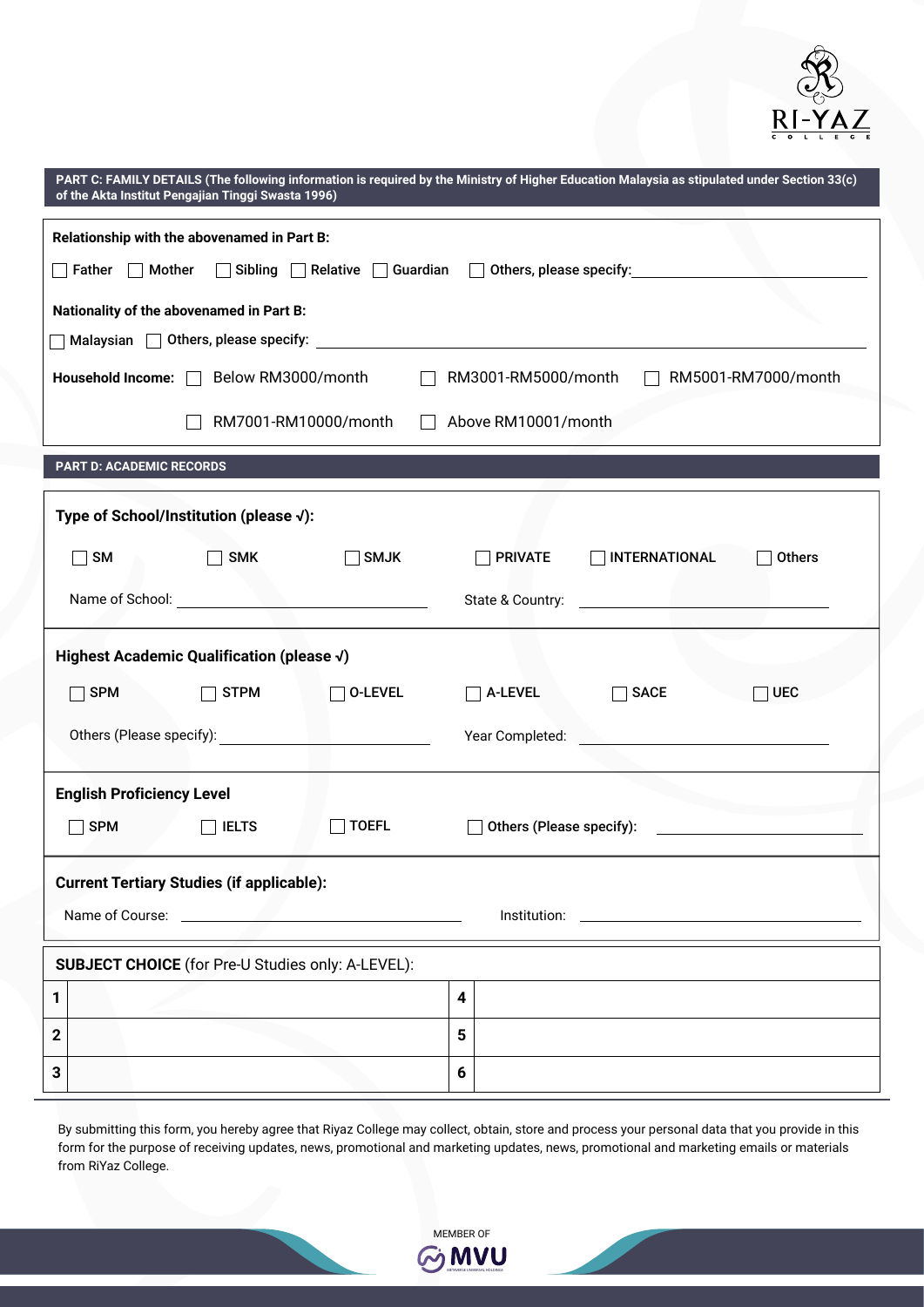## PART C: FAMILY DETAILS (The following information is required by the Ministry of Higher Education Malaysia as stipulated under Section 33(c) of the Akta Institut Pengajian Tinggi Swasta 1996)

**Relationship with the abovenamed in Part B:**

☐ **Father** ☐ **Mother** ☐ **Sibling** ☐ **Relative** ☐ **Guardian** ☐ **Others, please specify:** ____________________

**Nationality of the abovenamed in Part B:**

☐ **Malaysian** ☐ **Others, please specify:** ____________________

**Household Income:** ☐ Below RM3000/month ☐ RM3001-RM5000/month ☐ RM5001-RM7000/month

☐ RM7001-RM10000/month ☐ Above RM10001/month

## PART D: ACADEMIC RECORDS

**Type of School/Institution (please √):**

☐ **SM** ☐ **SMK** ☐ **SMJK** ☐ **PRIVATE** ☐ **INTERNATIONAL** ☐ **Others**

Name of School: ____________________ State & Country: ____________________

**Highest Academic Qualification (please √)**

☐ **SPM** ☐ **STPM** ☐ **O-LEVEL** ☐ **A-LEVEL** ☐ **SACE** ☐ **UEC**

Others (Please specify): ____________________ Year Completed: ____________________

**English Proficiency Level**

☐ **SPM** ☐ **IELTS** ☐ **TOEFL** ☐ **Others (Please specify):** ____________________

**Current Tertiary Studies (if applicable):**

Name of Course: ____________________ Institution: ____________________

**SUBJECT CHOICE** (for Pre-U Studies only: A-LEVEL):

| | | | |
|---|---|---|---|
| 1 | | 4 | |
| 2 | | 5 | |
| 3 | | 6 | |

By submitting this form, you hereby agree that Riyaz College may collect, obtain, store and process your personal data that you provide in this form for the purpose of receiving updates, news, promotional and marketing updates, news, promotional and marketing emails or materials from RiYaz College.

MEMBER OF MVU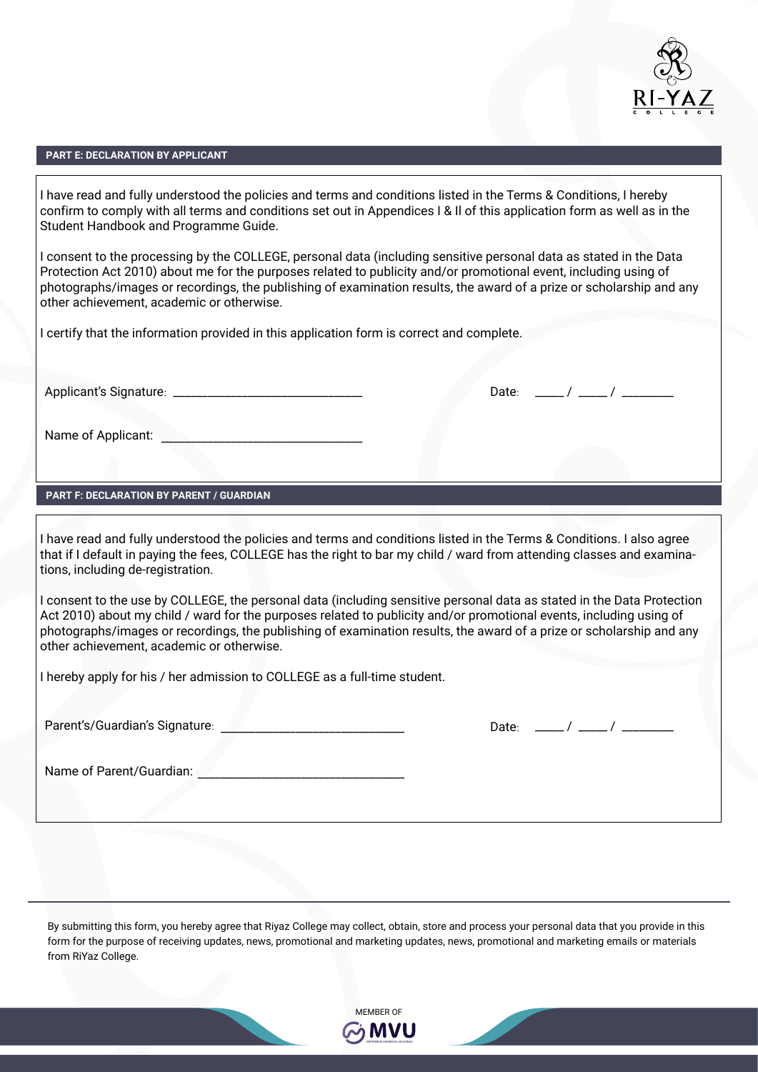## PART E: DECLARATION BY APPLICANT

I have read and fully understood the policies and terms and conditions listed in the Terms & Conditions, I hereby confirm to comply with all terms and conditions set out in Appendices I & II of this application form as well as in the Student Handbook and Programme Guide.

I consent to the processing by the COLLEGE, personal data (including sensitive personal data as stated in the Data Protection Act 2010) about me for the purposes related to publicity and/or promotional event, including using of photographs/images or recordings, the publishing of examination results, the award of a prize or scholarship and any other achievement, academic or otherwise.

I certify that the information provided in this application form is correct and complete.

Applicant's Signature: ______________________________ Date: _____ / _____ / ________

Name of Applicant: ______________________________

## PART F: DECLARATION BY PARENT / GUARDIAN

I have read and fully understood the policies and terms and conditions listed in the Terms & Conditions. I also agree that if I default in paying the fees, COLLEGE has the right to bar my child / ward from attending classes and examinations, including de-registration.

I consent to the use by COLLEGE, the personal data (including sensitive personal data as stated in the Data Protection Act 2010) about my child / ward for the purposes related to publicity and/or promotional events, including using of photographs/images or recordings, the publishing of examination results, the award of a prize or scholarship and any other achievement, academic or otherwise.

I hereby apply for his / her admission to COLLEGE as a full-time student.

Parent's/Guardian's Signature: ______________________________ Date: _____ / _____ / ________

Name of Parent/Guardian: ______________________________

---

By submitting this form, you hereby agree that Riyaz College may collect, obtain, store and process your personal data that you provide in this form for the purpose of receiving updates, news, promotional and marketing updates, news, promotional and marketing emails or materials from RiYaz College.

MEMBER OF MVU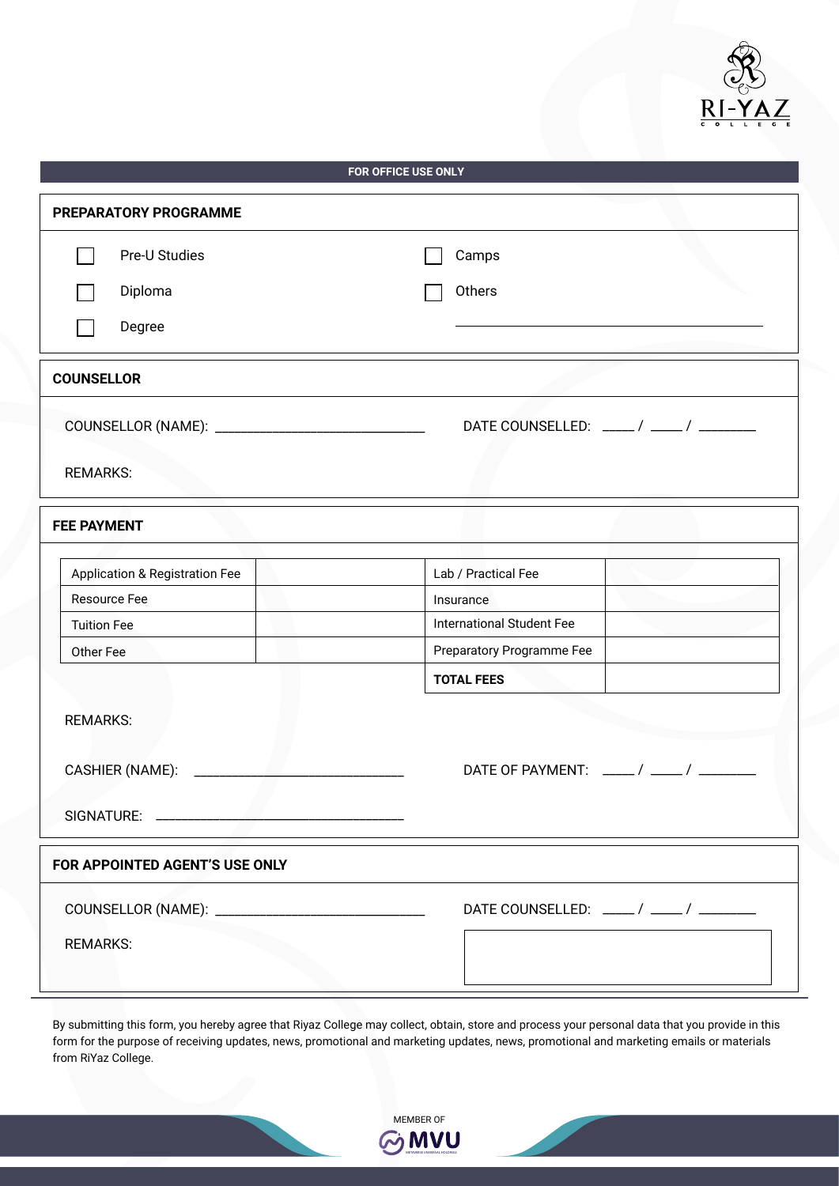**FOR OFFICE USE ONLY**

## PREPARATORY PROGRAMME

- [ ] Pre-U Studies
- [ ] Diploma
- [ ] Degree
- [ ] Camps
- [ ] Others ______________________________

## COUNSELLOR

COUNSELLOR (NAME): ______________________________

DATE COUNSELLED: ____ / ____ / ________

REMARKS:

## FEE PAYMENT

| | | | |
|---|---|---|---|
| Application & Registration Fee | | Lab / Practical Fee | |
| Resource Fee | | Insurance | |
| Tuition Fee | | International Student Fee | |
| Other Fee | | Preparatory Programme Fee | |
| | | **TOTAL FEES** | |

REMARKS:

CASHIER (NAME): ______________________________

DATE OF PAYMENT: ____ / ____ / ________

SIGNATURE: ______________________________

## FOR APPOINTED AGENT'S USE ONLY

COUNSELLOR (NAME): ______________________________

DATE COUNSELLED: ____ / ____ / ________

REMARKS:

By submitting this form, you hereby agree that Riyaz College may collect, obtain, store and process your personal data that you provide in this form for the purpose of receiving updates, news, promotional and marketing updates, news, promotional and marketing emails or materials from RiYaz College.

MEMBER OF MVU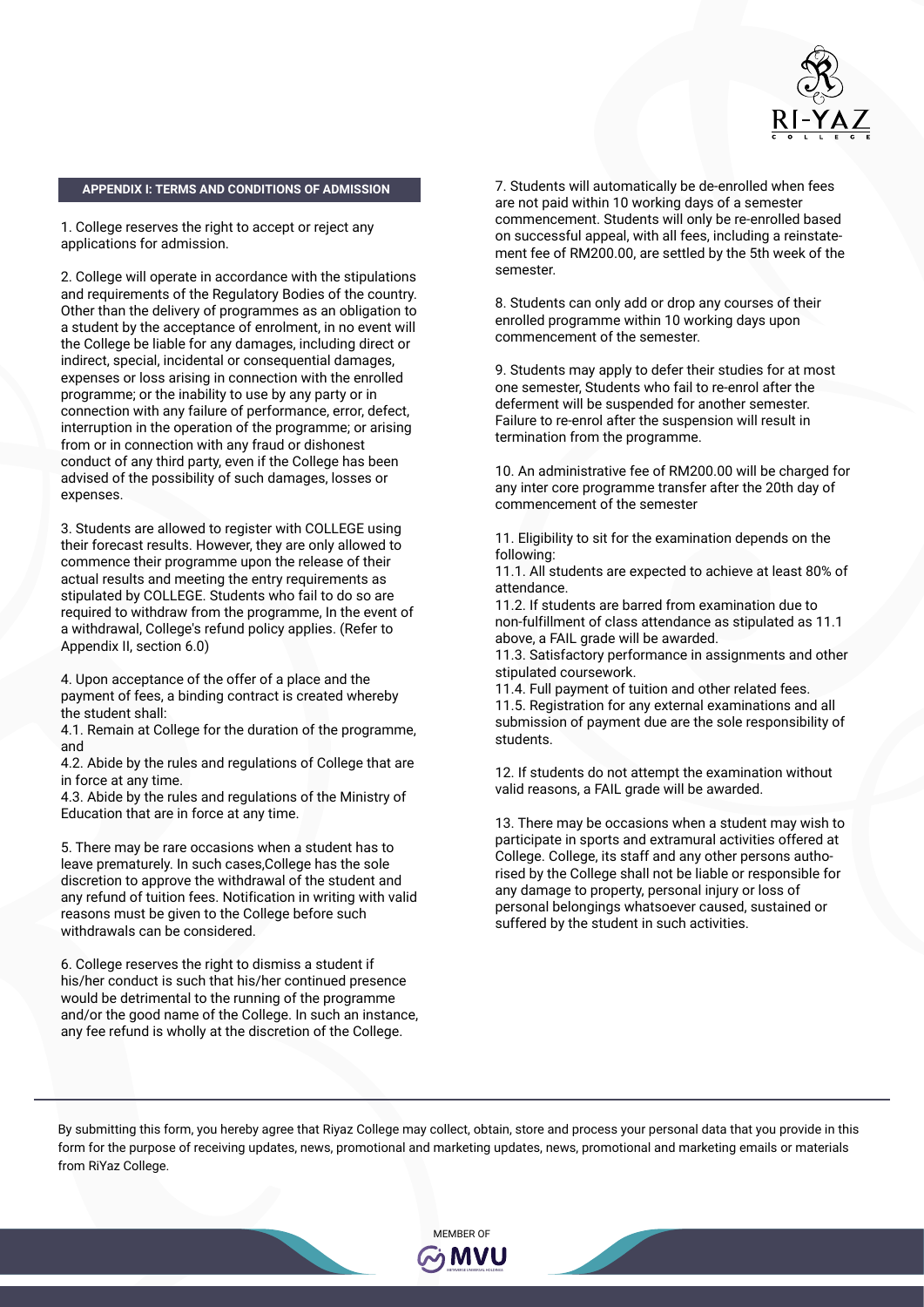## APPENDIX I: TERMS AND CONDITIONS OF ADMISSION

1. College reserves the right to accept or reject any applications for admission.

2. College will operate in accordance with the stipulations and requirements of the Regulatory Bodies of the country. Other than the delivery of programmes as an obligation to a student by the acceptance of enrolment, in no event will the College be liable for any damages, including direct or indirect, special, incidental or consequential damages, expenses or loss arising in connection with the enrolled programme; or the inability to use by any party or in connection with any failure of performance, error, defect, interruption in the operation of the programme; or arising from or in connection with any fraud or dishonest conduct of any third party, even if the College has been advised of the possibility of such damages, losses or expenses.

3. Students are allowed to register with COLLEGE using their forecast results. However, they are only allowed to commence their programme upon the release of their actual results and meeting the entry requirements as stipulated by COLLEGE. Students who fail to do so are required to withdraw from the programme, In the event of a withdrawal, College's refund policy applies. (Refer to Appendix II, section 6.0)

4. Upon acceptance of the offer of a place and the payment of fees, a binding contract is created whereby the student shall:
4.1. Remain at College for the duration of the programme, and
4.2. Abide by the rules and regulations of College that are in force at any time.
4.3. Abide by the rules and regulations of the Ministry of Education that are in force at any time.

5. There may be rare occasions when a student has to leave prematurely. In such cases,College has the sole discretion to approve the withdrawal of the student and any refund of tuition fees. Notification in writing with valid reasons must be given to the College before such withdrawals can be considered.

6. College reserves the right to dismiss a student if his/her conduct is such that his/her continued presence would be detrimental to the running of the programme and/or the good name of the College. In such an instance, any fee refund is wholly at the discretion of the College.

7. Students will automatically be de-enrolled when fees are not paid within 10 working days of a semester commencement. Students will only be re-enrolled based on successful appeal, with all fees, including a reinstatement fee of RM200.00, are settled by the 5th week of the semester.

8. Students can only add or drop any courses of their enrolled programme within 10 working days upon commencement of the semester.

9. Students may apply to defer their studies for at most one semester, Students who fail to re-enrol after the deferment will be suspended for another semester. Failure to re-enrol after the suspension will result in termination from the programme.

10. An administrative fee of RM200.00 will be charged for any inter core programme transfer after the 20th day of commencement of the semester

11. Eligibility to sit for the examination depends on the following:
11.1. All students are expected to achieve at least 80% of attendance.
11.2. If students are barred from examination due to non-fulfillment of class attendance as stipulated as 11.1 above, a FAIL grade will be awarded.
11.3. Satisfactory performance in assignments and other stipulated coursework.
11.4. Full payment of tuition and other related fees.
11.5. Registration for any external examinations and all submission of payment due are the sole responsibility of students.

12. If students do not attempt the examination without valid reasons, a FAIL grade will be awarded.

13. There may be occasions when a student may wish to participate in sports and extramural activities offered at College. College, its staff and any other persons authorised by the College shall not be liable or responsible for any damage to property, personal injury or loss of personal belongings whatsoever caused, sustained or suffered by the student in such activities.

---

By submitting this form, you hereby agree that Riyaz College may collect, obtain, store and process your personal data that you provide in this form for the purpose of receiving updates, news, promotional and marketing updates, news, promotional and marketing emails or materials from RiYaz College.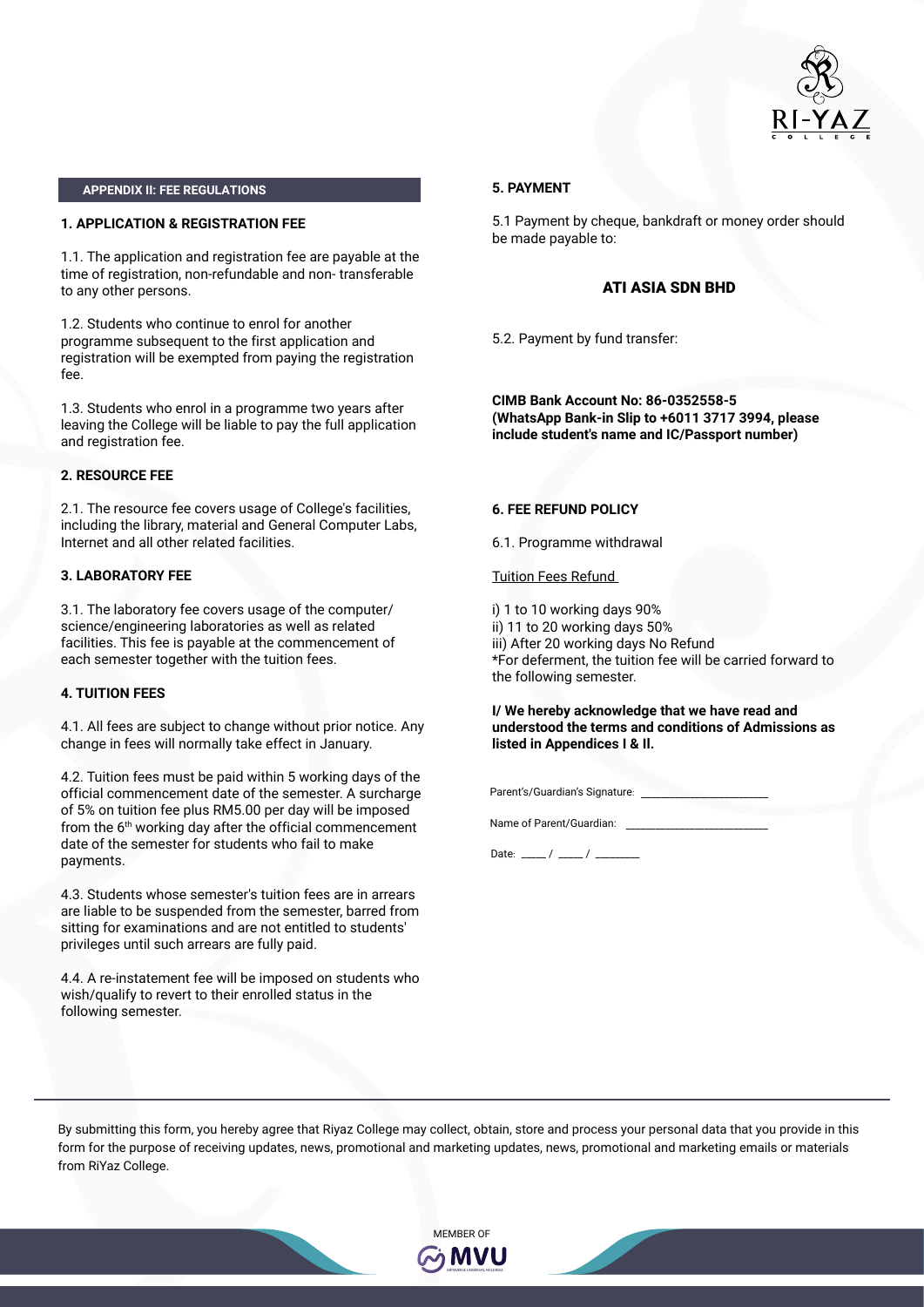## APPENDIX II: FEE REGULATIONS

### 1. APPLICATION & REGISTRATION FEE

1.1. The application and registration fee are payable at the time of registration, non-refundable and non- transferable to any other persons.

1.2. Students who continue to enrol for another programme subsequent to the first application and registration will be exempted from paying the registration fee.

1.3. Students who enrol in a programme two years after leaving the College will be liable to pay the full application and registration fee.

### 2. RESOURCE FEE

2.1. The resource fee covers usage of College's facilities, including the library, material and General Computer Labs, Internet and all other related facilities.

### 3. LABORATORY FEE

3.1. The laboratory fee covers usage of the computer/ science/engineering laboratories as well as related facilities. This fee is payable at the commencement of each semester together with the tuition fees.

### 4. TUITION FEES

4.1. All fees are subject to change without prior notice. Any change in fees will normally take effect in January.

4.2. Tuition fees must be paid within 5 working days of the official commencement date of the semester. A surcharge of 5% on tuition fee plus RM5.00 per day will be imposed from the 6th working day after the official commencement date of the semester for students who fail to make payments.

4.3. Students whose semester's tuition fees are in arrears are liable to be suspended from the semester, barred from sitting for examinations and are not entitled to students' privileges until such arrears are fully paid.

4.4. A re-instatement fee will be imposed on students who wish/qualify to revert to their enrolled status in the following semester.

### 5. PAYMENT

5.1 Payment by cheque, bankdraft or money order should be made payable to:

**ATI ASIA SDN BHD**

5.2. Payment by fund transfer:

**CIMB Bank Account No: 86-0352558-5**
**(WhatsApp Bank-in Slip to +6011 3717 3994, please include student's name and IC/Passport number)**

### 6. FEE REFUND POLICY

6.1. Programme withdrawal

Tuition Fees Refund

i) 1 to 10 working days 90%
ii) 11 to 20 working days 50%
iii) After 20 working days No Refund
*For deferment, the tuition fee will be carried forward to the following semester.

**I/ We hereby acknowledge that we have read and understood the terms and conditions of Admissions as listed in Appendices I & II.**

Parent's/Guardian's Signature: ____________________

Name of Parent/Guardian: ____________________

Date: _____ / _____ / ________

By submitting this form, you hereby agree that Riyaz College may collect, obtain, store and process your personal data that you provide in this form for the purpose of receiving updates, news, promotional and marketing updates, news, promotional and marketing emails or materials from RiYaz College.

MEMBER OF MVU